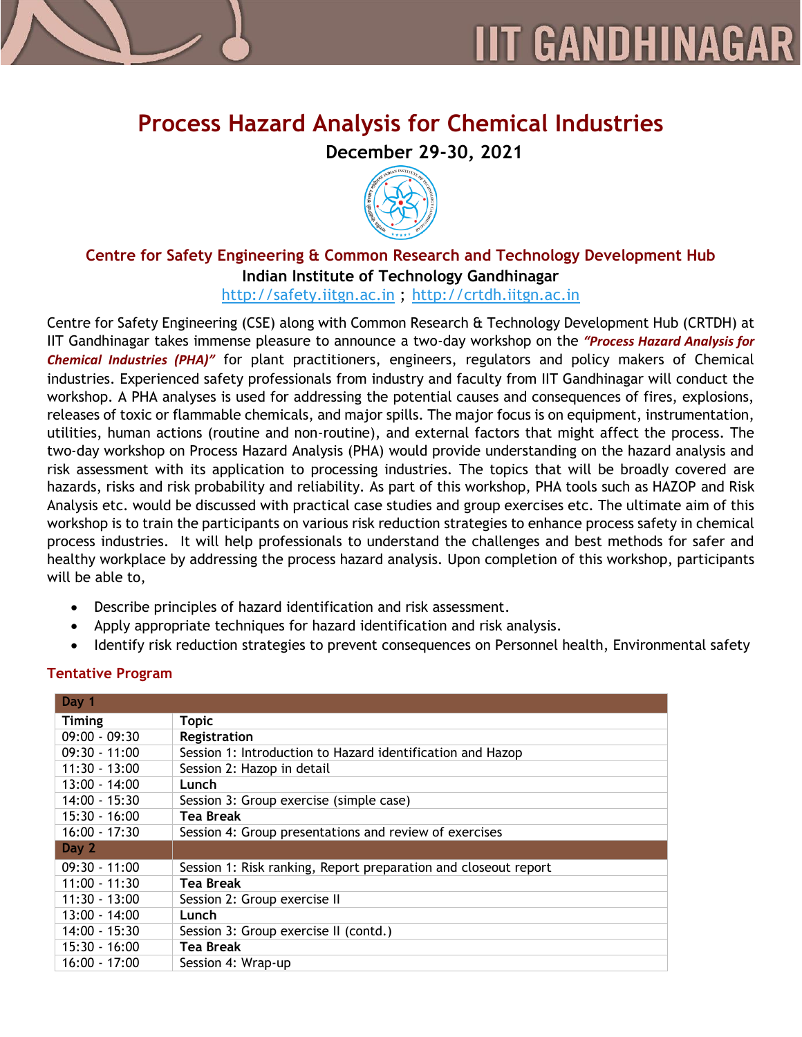# Process Hazard Analysis for Chemical Industries

**December 29-30, 2021**

**Centre for Safety Engineering & Common Research and Technology Development Hub**

**Indian Institute of Technology Gandhinagar**

http://safety.iitgn.ac.in ; http://crtdh.iitgn.ac.in

Centre for Safety Engineering (CSE) along with Common Research & Technology Development Hub (CRTDH) at IIT Gandhinagar takes immense pleasure to announce a two-day workshop on the ***"Process Hazard Analysis for Chemical Industries (PHA)"*** for plant practitioners, engineers, regulators and policy makers of Chemical industries. Experienced safety professionals from industry and faculty from IIT Gandhinagar will conduct the workshop. A PHA analyses is used for addressing the potential causes and consequences of fires, explosions, releases of toxic or flammable chemicals, and major spills. The major focus is on equipment, instrumentation, utilities, human actions (routine and non-routine), and external factors that might affect the process. The two-day workshop on Process Hazard Analysis (PHA) would provide understanding on the hazard analysis and risk assessment with its application to processing industries. The topics that will be broadly covered are hazards, risks and risk probability and reliability. As part of this workshop, PHA tools such as HAZOP and Risk Analysis etc. would be discussed with practical case studies and group exercises etc. The ultimate aim of this workshop is to train the participants on various risk reduction strategies to enhance process safety in chemical process industries. It will help professionals to understand the challenges and best methods for safer and healthy workplace by addressing the process hazard analysis. Upon completion of this workshop, participants will be able to,

- Describe principles of hazard identification and risk assessment.
- Apply appropriate techniques for hazard identification and risk analysis.
- Identify risk reduction strategies to prevent consequences on Personnel health, Environmental safety

## Tentative Program

| Day 1 | |
|---|---|
| **Timing** | **Topic** |
| 09:00 - 09:30 | **Registration** |
| 09:30 - 11:00 | Session 1: Introduction to Hazard identification and Hazop |
| 11:30 - 13:00 | Session 2: Hazop in detail |
| 13:00 - 14:00 | **Lunch** |
| 14:00 - 15:30 | Session 3: Group exercise (simple case) |
| 15:30 - 16:00 | **Tea Break** |
| 16:00 - 17:30 | Session 4: Group presentations and review of exercises |
| **Day 2** | |
| 09:30 - 11:00 | Session 1: Risk ranking, Report preparation and closeout report |
| 11:00 - 11:30 | **Tea Break** |
| 11:30 - 13:00 | Session 2: Group exercise II |
| 13:00 - 14:00 | **Lunch** |
| 14:00 - 15:30 | Session 3: Group exercise II (contd.) |
| 15:30 - 16:00 | **Tea Break** |
| 16:00 - 17:00 | Session 4: Wrap-up |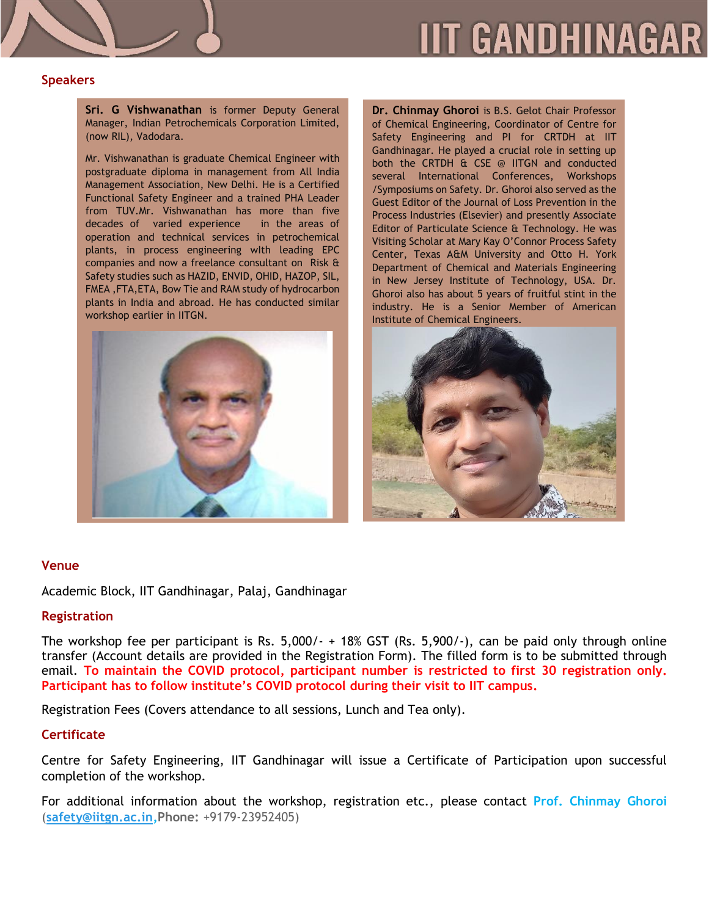## Speakers

**Sri. G Vishwanathan** is former Deputy General Manager, Indian Petrochemicals Corporation Limited, (now RIL), Vadodara.

Mr. Vishwanathan is graduate Chemical Engineer with postgraduate diploma in management from All India Management Association, New Delhi. He is a Certified Functional Safety Engineer and a trained PHA Leader from TUV.Mr. Vishwanathan has more than five decades of varied experience in the areas of operation and technical services in petrochemical plants, in process engineering wIth leading EPC companies and now a freelance consultant on Risk & Safety studies such as HAZID, ENVID, OHID, HAZOP, SIL, FMEA ,FTA,ETA, Bow Tie and RAM study of hydrocarbon plants in India and abroad. He has conducted similar workshop earlier in IITGN.

**Dr. Chinmay Ghoroi** is B.S. Gelot Chair Professor of Chemical Engineering, Coordinator of Centre for Safety Engineering and PI for CRTDH at IIT Gandhinagar. He played a crucial role in setting up both the CRTDH & CSE @ IITGN and conducted several International Conferences, Workshops /Symposiums on Safety. Dr. Ghoroi also served as the Guest Editor of the Journal of Loss Prevention in the Process Industries (Elsevier) and presently Associate Editor of Particulate Science & Technology. He was Visiting Scholar at Mary Kay O'Connor Process Safety Center, Texas A&M University and Otto H. York Department of Chemical and Materials Engineering in New Jersey Institute of Technology, USA. Dr. Ghoroi also has about 5 years of fruitful stint in the industry. He is a Senior Member of American Institute of Chemical Engineers.

## Venue

Academic Block, IIT Gandhinagar, Palaj, Gandhinagar

## Registration

The workshop fee per participant is Rs. 5,000/- + 18% GST (Rs. 5,900/-), can be paid only through online transfer (Account details are provided in the Registration Form). The filled form is to be submitted through email. **To maintain the COVID protocol, participant number is restricted to first 30 registration only. Participant has to follow institute's COVID protocol during their visit to IIT campus.**

Registration Fees (Covers attendance to all sessions, Lunch and Tea only).

## Certificate

Centre for Safety Engineering, IIT Gandhinagar will issue a Certificate of Participation upon successful completion of the workshop.

For additional information about the workshop, registration etc., please contact **Prof. Chinmay Ghoroi** (safety@iitgn.ac.in, **Phone:** +9179-23952405)